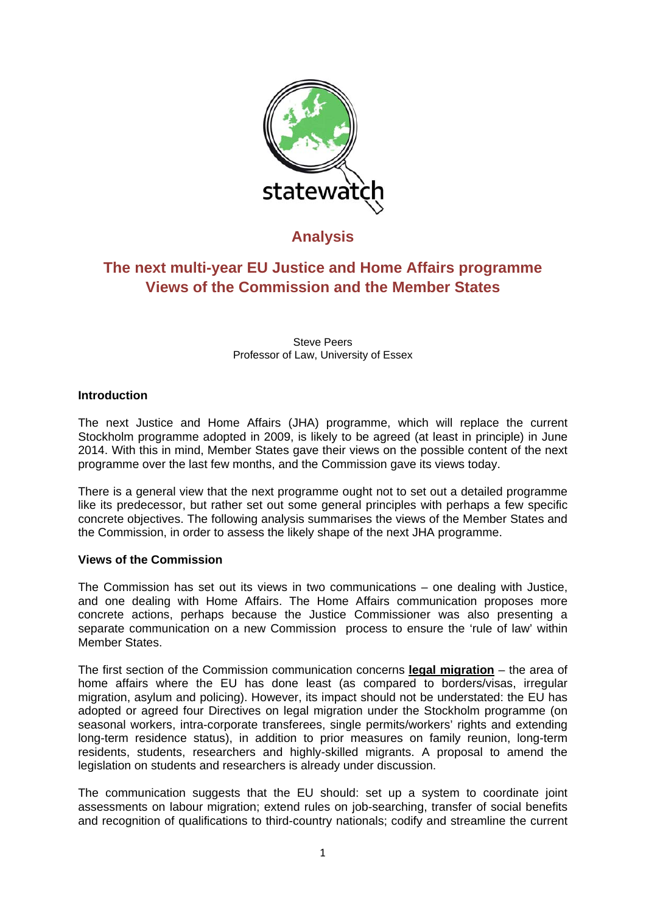statewatch

## Analysis

# The next multi-year EU Justice and Home Affairs programme
# Views of the Commission and the Member States

Steve Peers
Professor of Law, University of Essex

### Introduction

The next Justice and Home Affairs (JHA) programme, which will replace the current Stockholm programme adopted in 2009, is likely to be agreed (at least in principle) in June 2014. With this in mind, Member States gave their views on the possible content of the next programme over the last few months, and the Commission gave its views today.

There is a general view that the next programme ought not to set out a detailed programme like its predecessor, but rather set out some general principles with perhaps a few specific concrete objectives. The following analysis summarises the views of the Member States and the Commission, in order to assess the likely shape of the next JHA programme.

### Views of the Commission

The Commission has set out its views in two communications – one dealing with Justice, and one dealing with Home Affairs. The Home Affairs communication proposes more concrete actions, perhaps because the Justice Commissioner was also presenting a separate communication on a new Commission process to ensure the 'rule of law' within Member States.

The first section of the Commission communication concerns **legal migration** – the area of home affairs where the EU has done least (as compared to borders/visas, irregular migration, asylum and policing). However, its impact should not be understated: the EU has adopted or agreed four Directives on legal migration under the Stockholm programme (on seasonal workers, intra-corporate transferees, single permits/workers' rights and extending long-term residence status), in addition to prior measures on family reunion, long-term residents, students, researchers and highly-skilled migrants. A proposal to amend the legislation on students and researchers is already under discussion.

The communication suggests that the EU should: set up a system to coordinate joint assessments on labour migration; extend rules on job-searching, transfer of social benefits and recognition of qualifications to third-country nationals; codify and streamline the current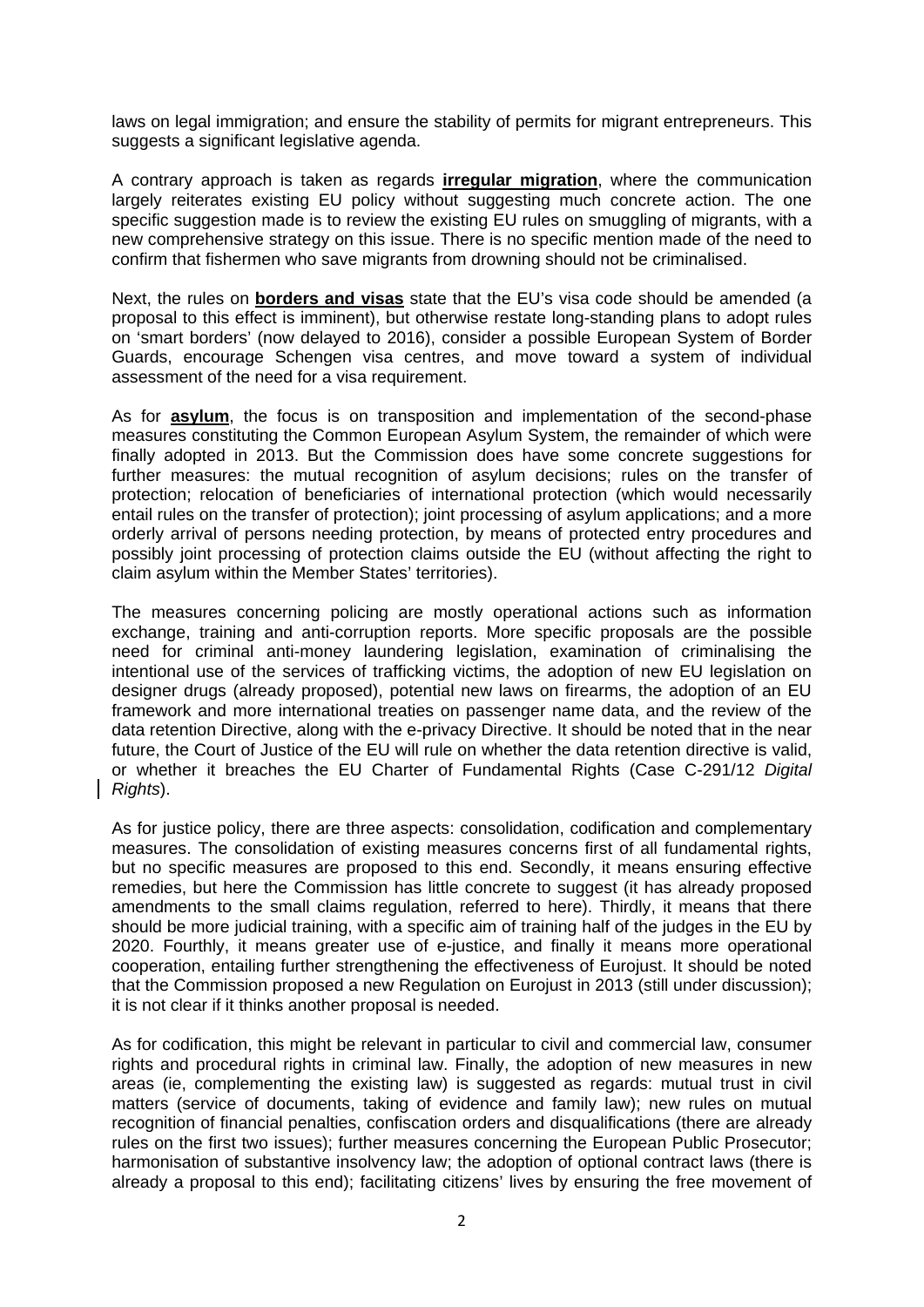laws on legal immigration; and ensure the stability of permits for migrant entrepreneurs. This suggests a significant legislative agenda.

A contrary approach is taken as regards **irregular migration**, where the communication largely reiterates existing EU policy without suggesting much concrete action. The one specific suggestion made is to review the existing EU rules on smuggling of migrants, with a new comprehensive strategy on this issue. There is no specific mention made of the need to confirm that fishermen who save migrants from drowning should not be criminalised.

Next, the rules on **borders and visas** state that the EU's visa code should be amended (a proposal to this effect is imminent), but otherwise restate long-standing plans to adopt rules on 'smart borders' (now delayed to 2016), consider a possible European System of Border Guards, encourage Schengen visa centres, and move toward a system of individual assessment of the need for a visa requirement.

As for **asylum**, the focus is on transposition and implementation of the second-phase measures constituting the Common European Asylum System, the remainder of which were finally adopted in 2013. But the Commission does have some concrete suggestions for further measures: the mutual recognition of asylum decisions; rules on the transfer of protection; relocation of beneficiaries of international protection (which would necessarily entail rules on the transfer of protection); joint processing of asylum applications; and a more orderly arrival of persons needing protection, by means of protected entry procedures and possibly joint processing of protection claims outside the EU (without affecting the right to claim asylum within the Member States' territories).

The measures concerning policing are mostly operational actions such as information exchange, training and anti-corruption reports. More specific proposals are the possible need for criminal anti-money laundering legislation, examination of criminalising the intentional use of the services of trafficking victims, the adoption of new EU legislation on designer drugs (already proposed), potential new laws on firearms, the adoption of an EU framework and more international treaties on passenger name data, and the review of the data retention Directive, along with the e-privacy Directive. It should be noted that in the near future, the Court of Justice of the EU will rule on whether the data retention directive is valid, or whether it breaches the EU Charter of Fundamental Rights (Case C-291/12 *Digital Rights*).

As for justice policy, there are three aspects: consolidation, codification and complementary measures. The consolidation of existing measures concerns first of all fundamental rights, but no specific measures are proposed to this end. Secondly, it means ensuring effective remedies, but here the Commission has little concrete to suggest (it has already proposed amendments to the small claims regulation, referred to here). Thirdly, it means that there should be more judicial training, with a specific aim of training half of the judges in the EU by 2020. Fourthly, it means greater use of e-justice, and finally it means more operational cooperation, entailing further strengthening the effectiveness of Eurojust. It should be noted that the Commission proposed a new Regulation on Eurojust in 2013 (still under discussion); it is not clear if it thinks another proposal is needed.

As for codification, this might be relevant in particular to civil and commercial law, consumer rights and procedural rights in criminal law. Finally, the adoption of new measures in new areas (ie, complementing the existing law) is suggested as regards: mutual trust in civil matters (service of documents, taking of evidence and family law); new rules on mutual recognition of financial penalties, confiscation orders and disqualifications (there are already rules on the first two issues); further measures concerning the European Public Prosecutor; harmonisation of substantive insolvency law; the adoption of optional contract laws (there is already a proposal to this end); facilitating citizens' lives by ensuring the free movement of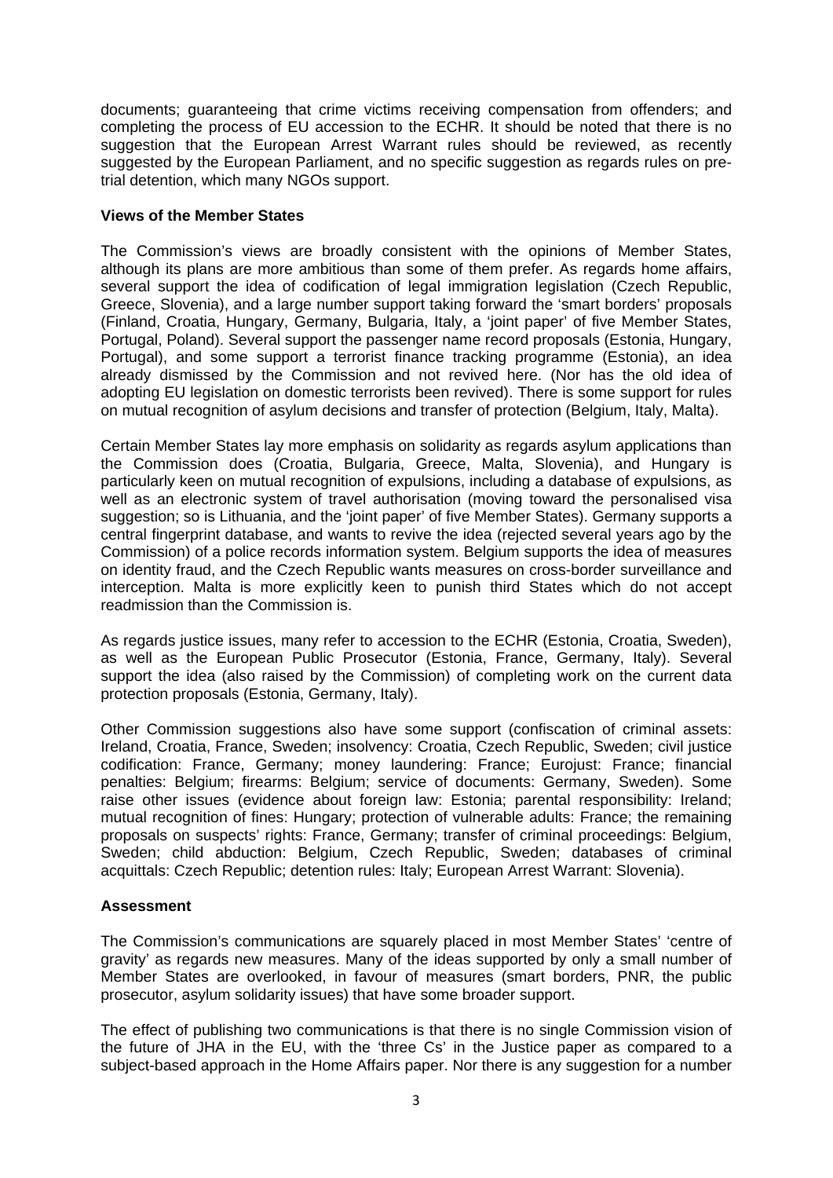documents; guaranteeing that crime victims receiving compensation from offenders; and completing the process of EU accession to the ECHR. It should be noted that there is no suggestion that the European Arrest Warrant rules should be reviewed, as recently suggested by the European Parliament, and no specific suggestion as regards rules on pre-trial detention, which many NGOs support.

**Views of the Member States**

The Commission's views are broadly consistent with the opinions of Member States, although its plans are more ambitious than some of them prefer. As regards home affairs, several support the idea of codification of legal immigration legislation (Czech Republic, Greece, Slovenia), and a large number support taking forward the 'smart borders' proposals (Finland, Croatia, Hungary, Germany, Bulgaria, Italy, a 'joint paper' of five Member States, Portugal, Poland). Several support the passenger name record proposals (Estonia, Hungary, Portugal), and some support a terrorist finance tracking programme (Estonia), an idea already dismissed by the Commission and not revived here. (Nor has the old idea of adopting EU legislation on domestic terrorists been revived). There is some support for rules on mutual recognition of asylum decisions and transfer of protection (Belgium, Italy, Malta).

Certain Member States lay more emphasis on solidarity as regards asylum applications than the Commission does (Croatia, Bulgaria, Greece, Malta, Slovenia), and Hungary is particularly keen on mutual recognition of expulsions, including a database of expulsions, as well as an electronic system of travel authorisation (moving toward the personalised visa suggestion; so is Lithuania, and the 'joint paper' of five Member States). Germany supports a central fingerprint database, and wants to revive the idea (rejected several years ago by the Commission) of a police records information system. Belgium supports the idea of measures on identity fraud, and the Czech Republic wants measures on cross-border surveillance and interception. Malta is more explicitly keen to punish third States which do not accept readmission than the Commission is.

As regards justice issues, many refer to accession to the ECHR (Estonia, Croatia, Sweden), as well as the European Public Prosecutor (Estonia, France, Germany, Italy). Several support the idea (also raised by the Commission) of completing work on the current data protection proposals (Estonia, Germany, Italy).

Other Commission suggestions also have some support (confiscation of criminal assets: Ireland, Croatia, France, Sweden; insolvency: Croatia, Czech Republic, Sweden; civil justice codification: France, Germany; money laundering: France; Eurojust: France; financial penalties: Belgium; firearms: Belgium; service of documents: Germany, Sweden). Some raise other issues (evidence about foreign law: Estonia; parental responsibility: Ireland; mutual recognition of fines: Hungary; protection of vulnerable adults: France; the remaining proposals on suspects' rights: France, Germany; transfer of criminal proceedings: Belgium, Sweden; child abduction: Belgium, Czech Republic, Sweden; databases of criminal acquittals: Czech Republic; detention rules: Italy; European Arrest Warrant: Slovenia).

**Assessment**

The Commission's communications are squarely placed in most Member States' 'centre of gravity' as regards new measures. Many of the ideas supported by only a small number of Member States are overlooked, in favour of measures (smart borders, PNR, the public prosecutor, asylum solidarity issues) that have some broader support.

The effect of publishing two communications is that there is no single Commission vision of the future of JHA in the EU, with the 'three Cs' in the Justice paper as compared to a subject-based approach in the Home Affairs paper. Nor there is any suggestion for a number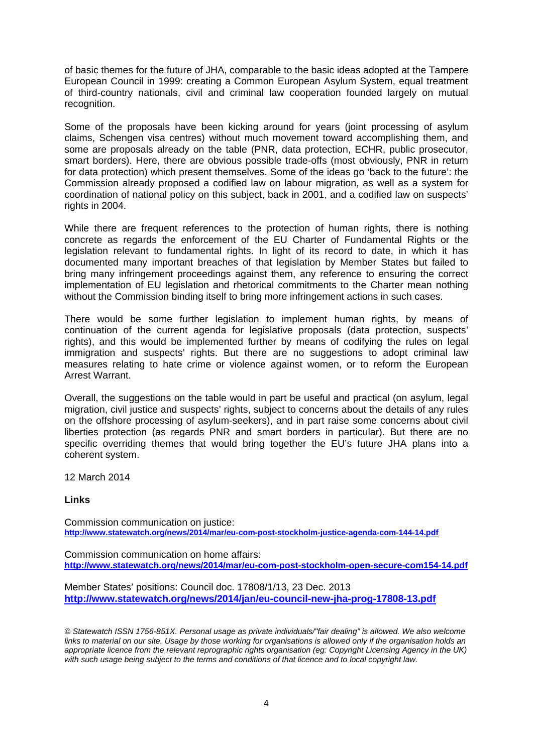of basic themes for the future of JHA, comparable to the basic ideas adopted at the Tampere European Council in 1999: creating a Common European Asylum System, equal treatment of third-country nationals, civil and criminal law cooperation founded largely on mutual recognition.

Some of the proposals have been kicking around for years (joint processing of asylum claims, Schengen visa centres) without much movement toward accomplishing them, and some are proposals already on the table (PNR, data protection, ECHR, public prosecutor, smart borders). Here, there are obvious possible trade-offs (most obviously, PNR in return for data protection) which present themselves. Some of the ideas go 'back to the future': the Commission already proposed a codified law on labour migration, as well as a system for coordination of national policy on this subject, back in 2001, and a codified law on suspects' rights in 2004.

While there are frequent references to the protection of human rights, there is nothing concrete as regards the enforcement of the EU Charter of Fundamental Rights or the legislation relevant to fundamental rights. In light of its record to date, in which it has documented many important breaches of that legislation by Member States but failed to bring many infringement proceedings against them, any reference to ensuring the correct implementation of EU legislation and rhetorical commitments to the Charter mean nothing without the Commission binding itself to bring more infringement actions in such cases.

There would be some further legislation to implement human rights, by means of continuation of the current agenda for legislative proposals (data protection, suspects' rights), and this would be implemented further by means of codifying the rules on legal immigration and suspects' rights. But there are no suggestions to adopt criminal law measures relating to hate crime or violence against women, or to reform the European Arrest Warrant.

Overall, the suggestions on the table would in part be useful and practical (on asylum, legal migration, civil justice and suspects' rights, subject to concerns about the details of any rules on the offshore processing of asylum-seekers), and in part raise some concerns about civil liberties protection (as regards PNR and smart borders in particular). But there are no specific overriding themes that would bring together the EU's future JHA plans into a coherent system.

12 March 2014

**Links**

Commission communication on justice:
**http://www.statewatch.org/news/2014/mar/eu-com-post-stockholm-justice-agenda-com-144-14.pdf**

Commission communication on home affairs:
**http://www.statewatch.org/news/2014/mar/eu-com-post-stockholm-open-secure-com154-14.pdf**

Member States' positions: Council doc. 17808/1/13, 23 Dec. 2013
**http://www.statewatch.org/news/2014/jan/eu-council-new-jha-prog-17808-13.pdf**

*© Statewatch ISSN 1756-851X. Personal usage as private individuals/"fair dealing" is allowed. We also welcome links to material on our site. Usage by those working for organisations is allowed only if the organisation holds an appropriate licence from the relevant reprographic rights organisation (eg: Copyright Licensing Agency in the UK) with such usage being subject to the terms and conditions of that licence and to local copyright law.*